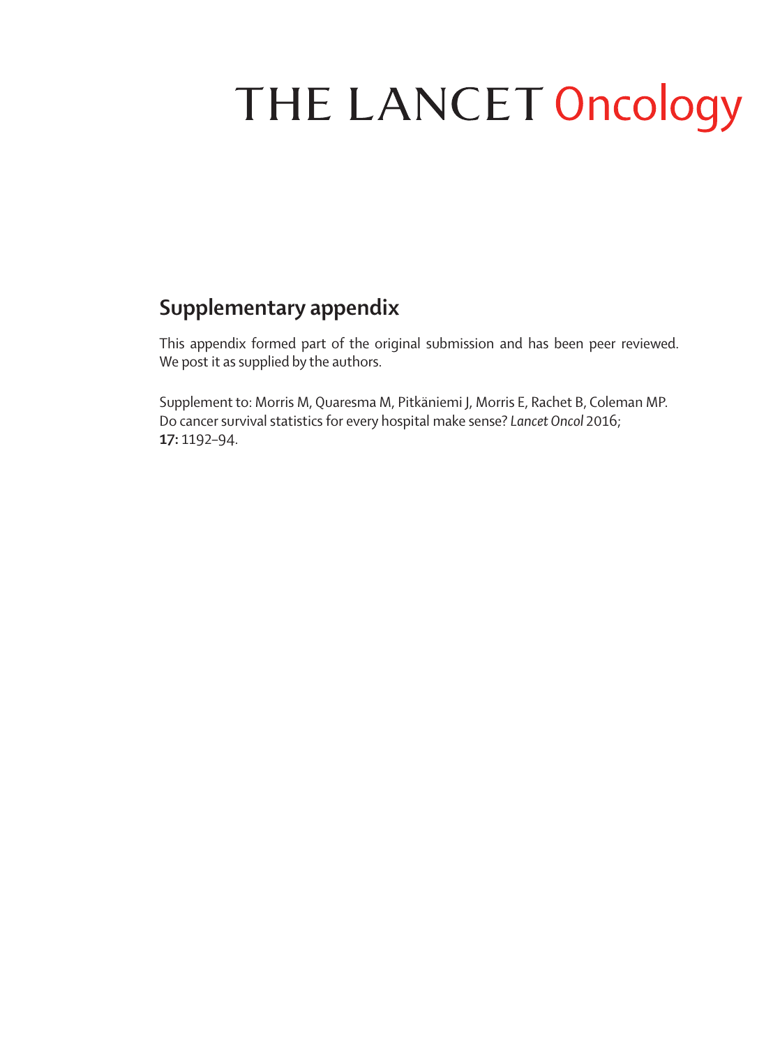# THE LANCET Oncology

## Supplementary appendix

This appendix formed part of the original submission and has been peer reviewed. We post it as supplied by the authors.

Supplement to: Morris M, Quaresma M, Pitkäniemi J, Morris E, Rachet B, Coleman MP. Do cancer survival statistics for every hospital make sense? *Lancet Oncol* 2016; **17:** 1192–94.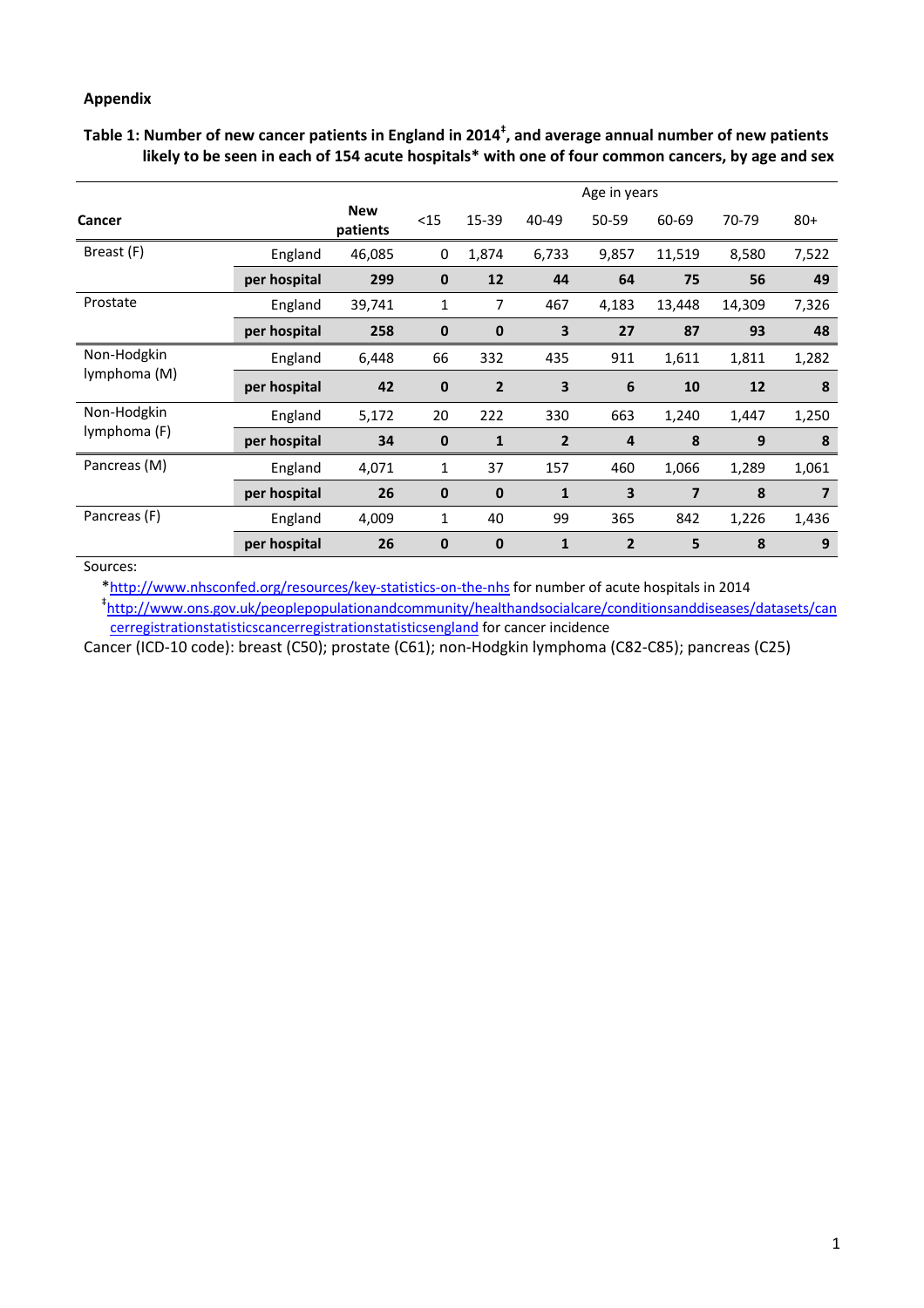**Appendix**

**Table 1: Number of new cancer patients in England in 2014‡, and average annual number of new patients likely to be seen in each of 154 acute hospitals* with one of four common cancers, by age and sex**

| Cancer | | New patients | Age in years | | | | | | |
|---|---|---|---|---|---|---|---|---|---|
| | | | <15 | 15-39 | 40-49 | 50-59 | 60-69 | 70-79 | 80+ |
| Breast (F) | England | 46,085 | 0 | 1,874 | 6,733 | 9,857 | 11,519 | 8,580 | 7,522 |
| | **per hospital** | **299** | **0** | **12** | **44** | **64** | **75** | **56** | **49** |
| Prostate | England | 39,741 | 1 | 7 | 467 | 4,183 | 13,448 | 14,309 | 7,326 |
| | **per hospital** | **258** | **0** | **0** | **3** | **27** | **87** | **93** | **48** |
| Non-Hodgkin lymphoma (M) | England | 6,448 | 66 | 332 | 435 | 911 | 1,611 | 1,811 | 1,282 |
| | **per hospital** | **42** | **0** | **2** | **3** | **6** | **10** | **12** | **8** |
| Non-Hodgkin lymphoma (F) | England | 5,172 | 20 | 222 | 330 | 663 | 1,240 | 1,447 | 1,250 |
| | **per hospital** | **34** | **0** | **1** | **2** | **4** | **8** | **9** | **8** |
| Pancreas (M) | England | 4,071 | 1 | 37 | 157 | 460 | 1,066 | 1,289 | 1,061 |
| | **per hospital** | **26** | **0** | **0** | **1** | **3** | **7** | **8** | **7** |
| Pancreas (F) | England | 4,009 | 1 | 40 | 99 | 365 | 842 | 1,226 | 1,436 |
| | **per hospital** | **26** | **0** | **0** | **1** | **2** | **5** | **8** | **9** |

Sources:

*http://www.nhsconfed.org/resources/key-statistics-on-the-nhs for number of acute hospitals in 2014

‡http://www.ons.gov.uk/peoplepopulationandcommunity/healthandsocialcare/conditionsanddiseases/datasets/cancerregistrationstatisticscancerregistrationstatisticsengland for cancer incidence

Cancer (ICD-10 code): breast (C50); prostate (C61); non-Hodgkin lymphoma (C82-C85); pancreas (C25)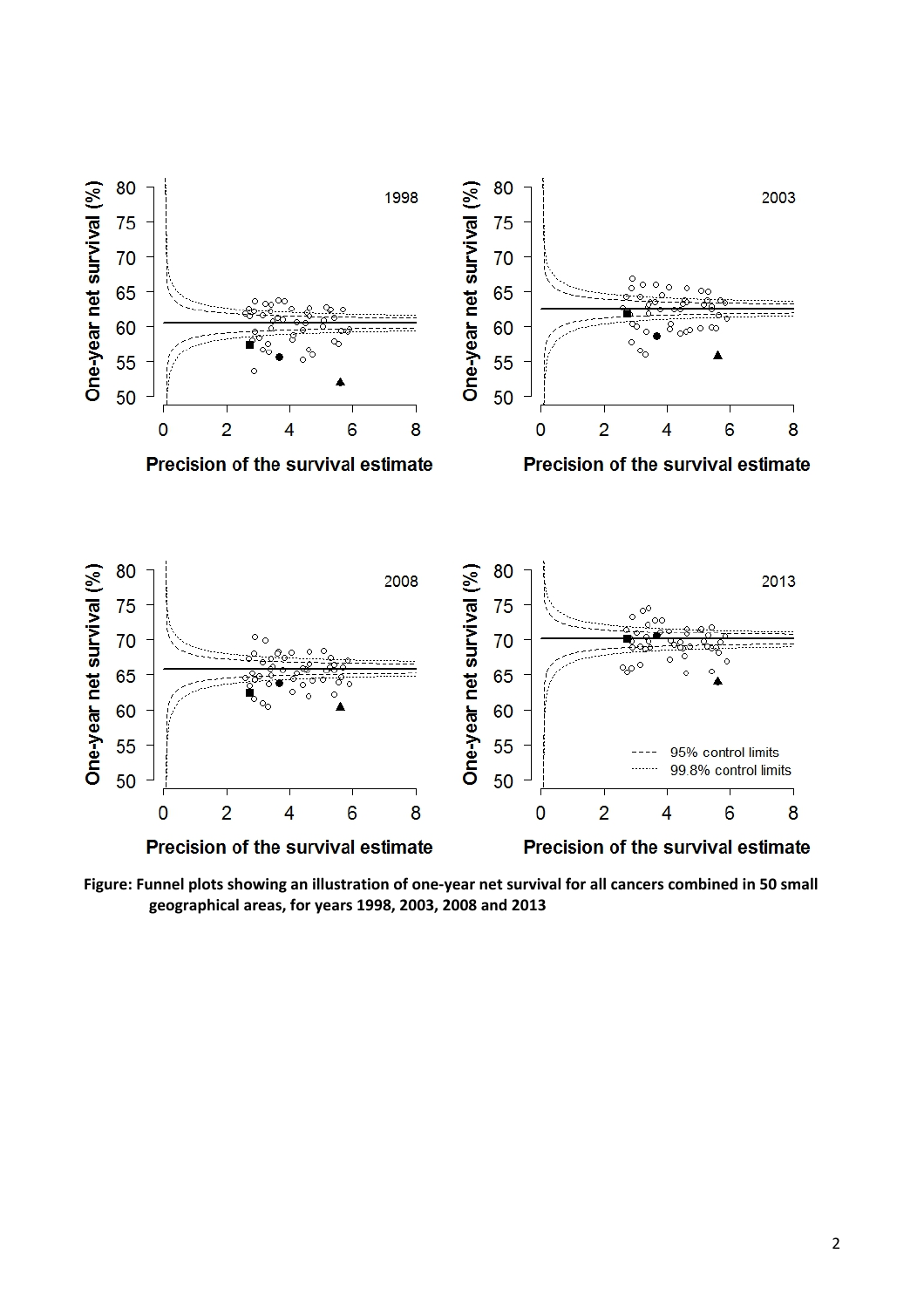1998

One-year net survival (%)

80
75
70
65
60
55
50

0 2 4 6 8

Precision of the survival estimate

2003

One-year net survival (%)

80
75
70
65
60
55
50

0 2 4 6 8

Precision of the survival estimate

2008

One-year net survival (%)

80
75
70
65
60
55
50

0 2 4 6 8

Precision of the survival estimate

2013

One-year net survival (%)

80
75
70
65
60
55
50

0 2 4 6 8

Precision of the survival estimate

95% control limits

99.8% control limits

**Figure: Funnel plots showing an illustration of one-year net survival for all cancers combined in 50 small geographical areas, for years 1998, 2003, 2008 and 2013**